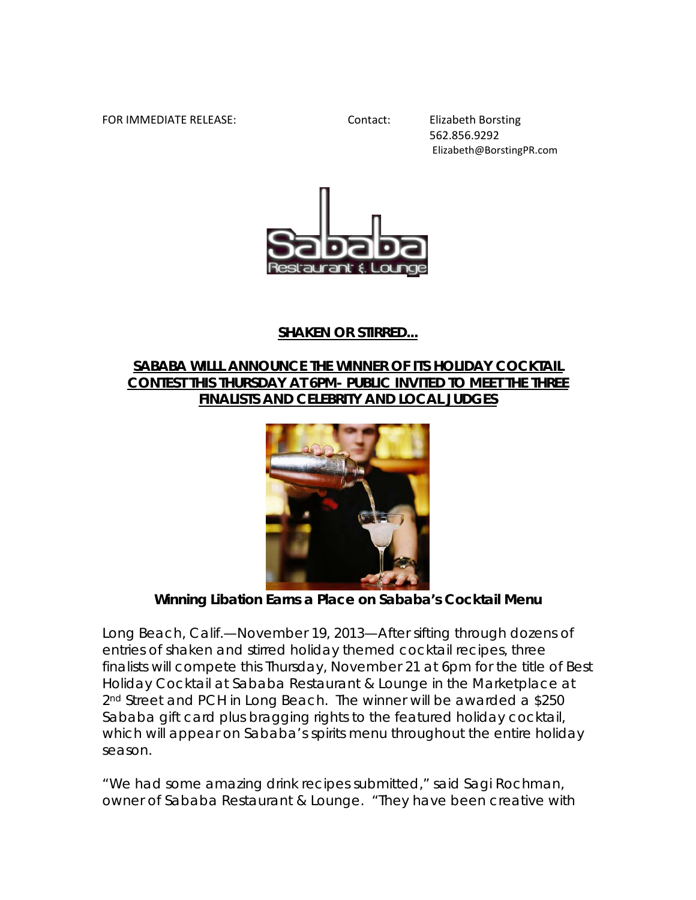FOR IMMEDIATE RELEASE: Contact: Elizabeth Borsting
562.856.9292
Elizabeth@BorstingPR.com

Sababa
Restaurant & Lounge

**SHAKEN OR STIRRED…**

**SABABA WILLL ANNOUNCE THE WINNER OF ITS HOLIDAY COCKTAIL CONTEST THIS THURSDAY AT 6PM- PUBLIC INVITED TO MEET THE THREE FINALISTS AND CELEBRITY AND LOCAL JUDGES**

**Winning Libation Earns a Place on Sababa's Cocktail Menu**

Long Beach, Calif.—November 19, 2013—After sifting through dozens of entries of shaken and stirred holiday themed cocktail recipes, three finalists will compete this Thursday, November 21 at 6pm for the title of Best Holiday Cocktail at Sababa Restaurant & Lounge in the Marketplace at 2nd Street and PCH in Long Beach. The winner will be awarded a $250 Sababa gift card plus bragging rights to the featured holiday cocktail, which will appear on Sababa's spirits menu throughout the entire holiday season.

"We had some amazing drink recipes submitted," said Sagi Rochman, owner of Sababa Restaurant & Lounge. "They have been creative with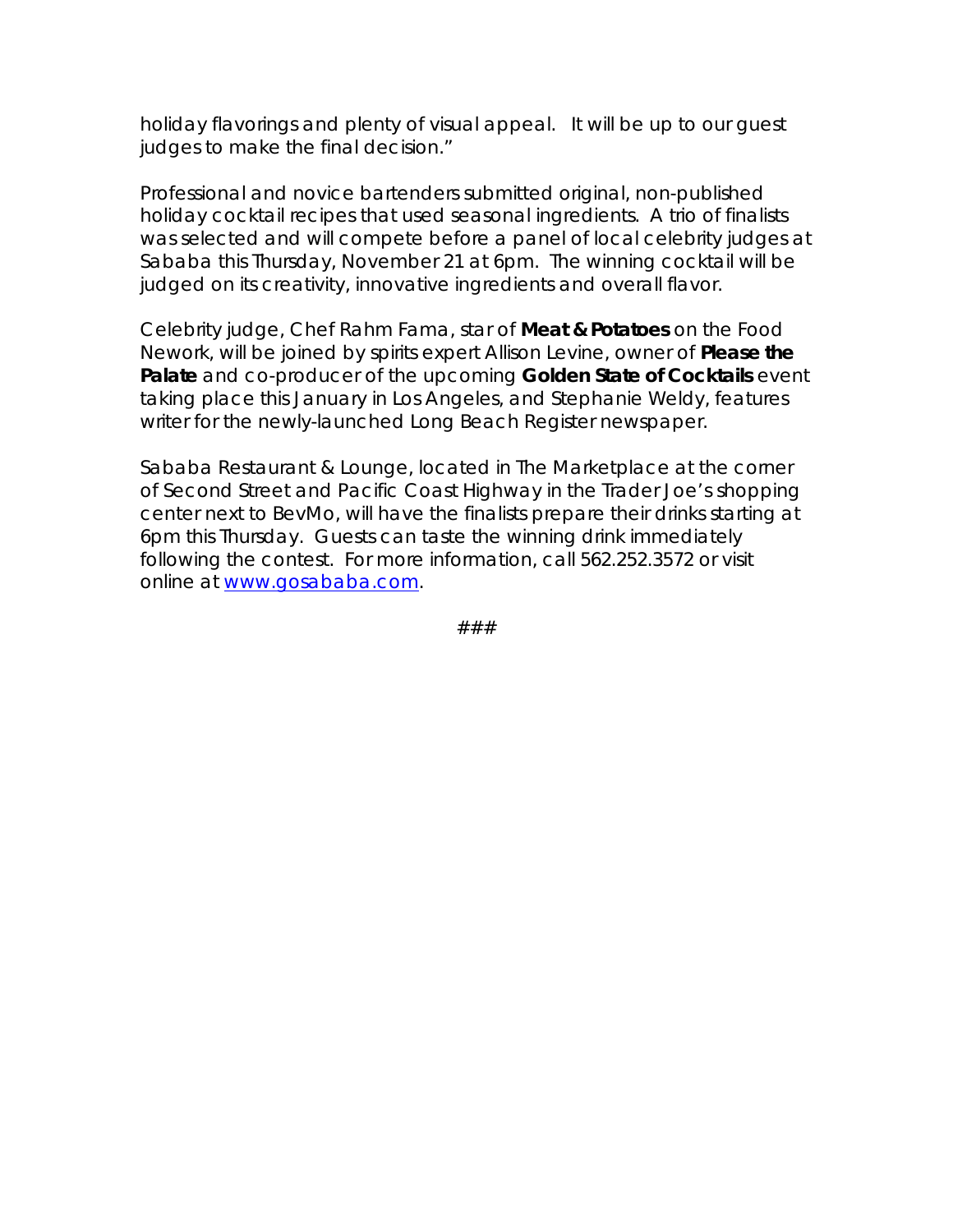holiday flavorings and plenty of visual appeal. It will be up to our guest judges to make the final decision."

Professional and novice bartenders submitted original, non-published holiday cocktail recipes that used seasonal ingredients. A trio of finalists was selected and will compete before a panel of local celebrity judges at Sababa this Thursday, November 21 at 6pm. The winning cocktail will be judged on its creativity, innovative ingredients and overall flavor.

Celebrity judge, Chef Rahm Fama, star of **Meat & Potatoes** on the Food Nework, will be joined by spirits expert Allison Levine, owner of **Please the Palate** and co-producer of the upcoming **Golden State of Cocktails** event taking place this January in Los Angeles, and Stephanie Weldy, features writer for the newly-launched Long Beach Register newspaper.

Sababa Restaurant & Lounge, located in The Marketplace at the corner of Second Street and Pacific Coast Highway in the Trader Joe's shopping center next to BevMo, will have the finalists prepare their drinks starting at 6pm this Thursday. Guests can taste the winning drink immediately following the contest. For more information, call 562.252.3572 or visit online at [www.gosababa.com](http://www.gosababa.com).

###